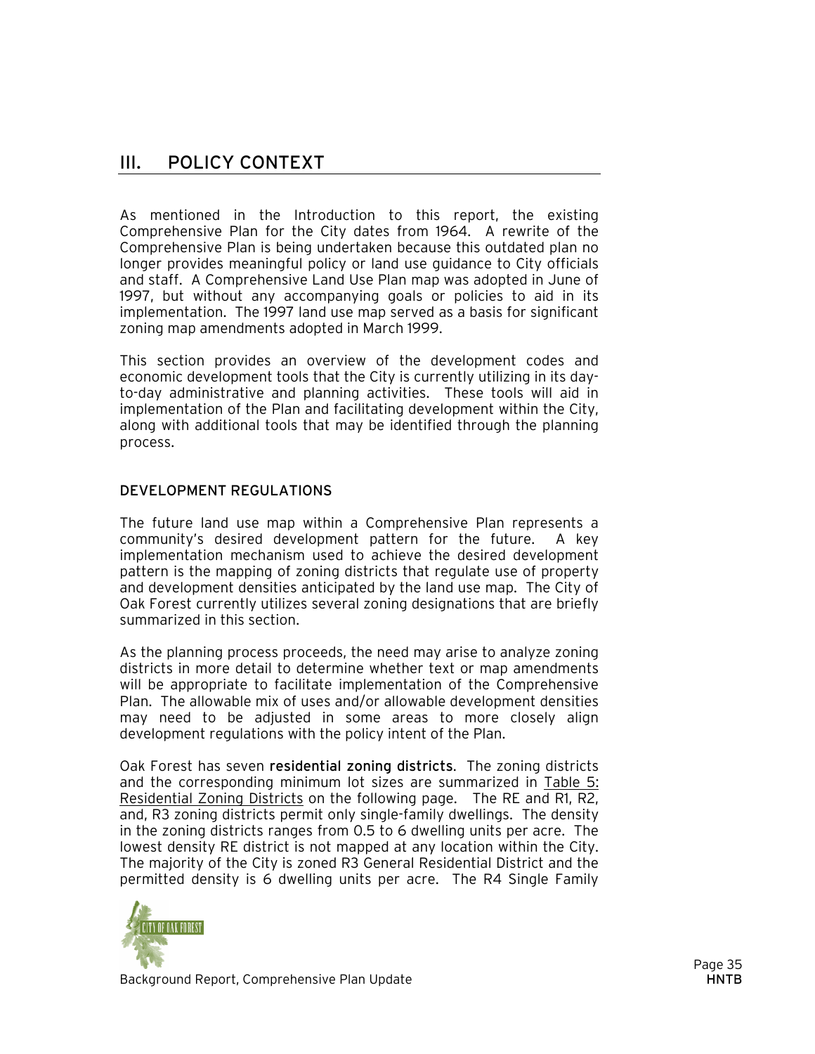# III. POLICY CONTEXT

As mentioned in the Introduction to this report, the existing Comprehensive Plan for the City dates from 1964. A rewrite of the Comprehensive Plan is being undertaken because this outdated plan no longer provides meaningful policy or land use guidance to City officials and staff. A Comprehensive Land Use Plan map was adopted in June of 1997, but without any accompanying goals or policies to aid in its implementation. The 1997 land use map served as a basis for significant zoning map amendments adopted in March 1999.

This section provides an overview of the development codes and economic development tools that the City is currently utilizing in its day-to-day administrative and planning activities. These tools will aid in implementation of the Plan and facilitating development within the City, along with additional tools that may be identified through the planning process.

## DEVELOPMENT REGULATIONS

The future land use map within a Comprehensive Plan represents a community's desired development pattern for the future. A key implementation mechanism used to achieve the desired development pattern is the mapping of zoning districts that regulate use of property and development densities anticipated by the land use map. The City of Oak Forest currently utilizes several zoning designations that are briefly summarized in this section.

As the planning process proceeds, the need may arise to analyze zoning districts in more detail to determine whether text or map amendments will be appropriate to facilitate implementation of the Comprehensive Plan. The allowable mix of uses and/or allowable development densities may need to be adjusted in some areas to more closely align development regulations with the policy intent of the Plan.

Oak Forest has seven **residential zoning districts**. The zoning districts and the corresponding minimum lot sizes are summarized in Table 5: Residential Zoning Districts on the following page. The RE and R1, R2, and, R3 zoning districts permit only single-family dwellings. The density in the zoning districts ranges from 0.5 to 6 dwelling units per acre. The lowest density RE district is not mapped at any location within the City. The majority of the City is zoned R3 General Residential District and the permitted density is 6 dwelling units per acre. The R4 Single Family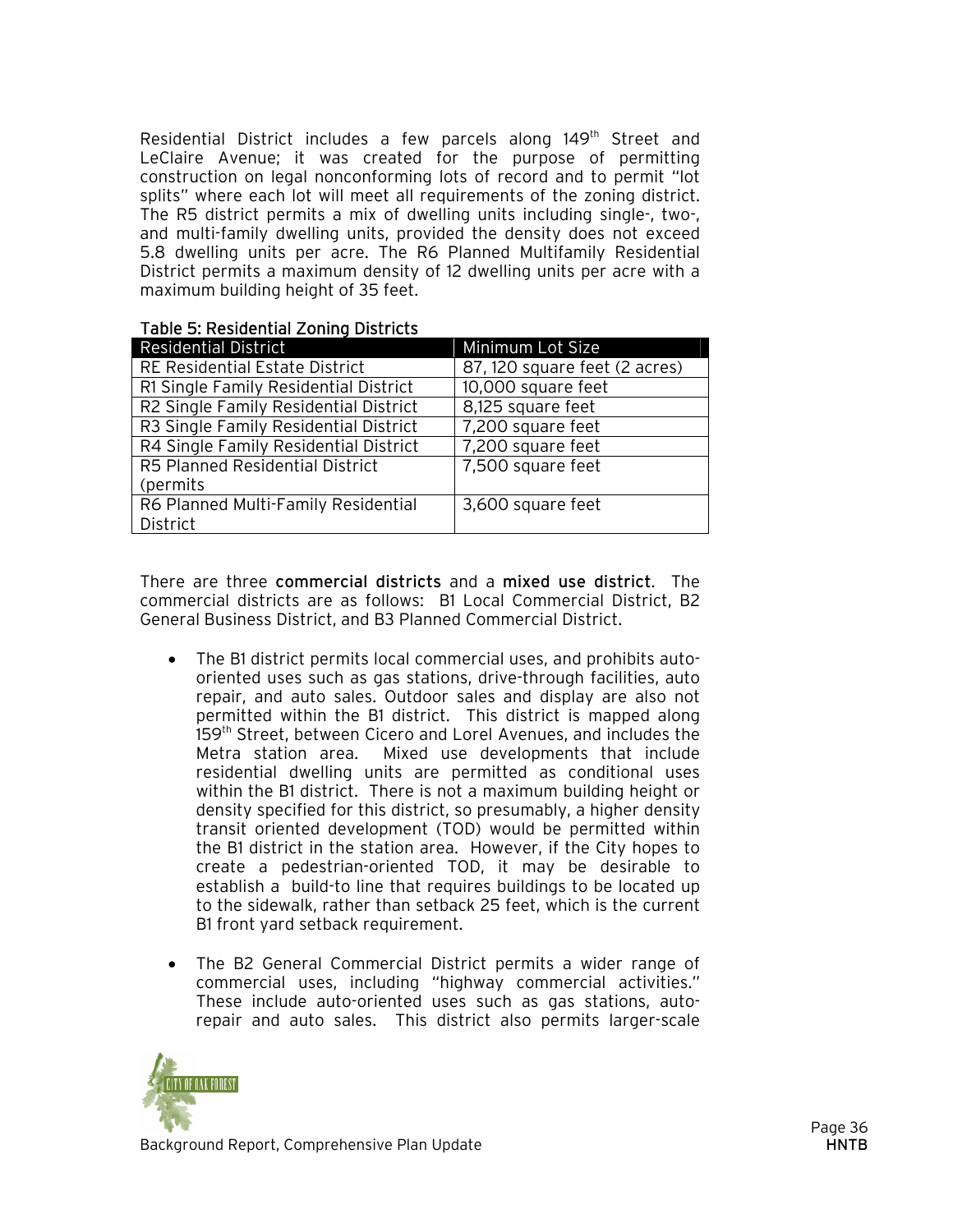Residential District includes a few parcels along 149th Street and LeClaire Avenue; it was created for the purpose of permitting construction on legal nonconforming lots of record and to permit "lot splits" where each lot will meet all requirements of the zoning district. The R5 district permits a mix of dwelling units including single-, two-, and multi-family dwelling units, provided the density does not exceed 5.8 dwelling units per acre. The R6 Planned Multifamily Residential District permits a maximum density of 12 dwelling units per acre with a maximum building height of 35 feet.

**Table 5: Residential Zoning Districts**

| Residential District | Minimum Lot Size |
|---|---|
| RE Residential Estate District | 87, 120 square feet (2 acres) |
| R1 Single Family Residential District | 10,000 square feet |
| R2 Single Family Residential District | 8,125 square feet |
| R3 Single Family Residential District | 7,200 square feet |
| R4 Single Family Residential District | 7,200 square feet |
| R5 Planned Residential District (permits | 7,500 square feet |
| R6 Planned Multi-Family Residential District | 3,600 square feet |

There are three **commercial districts** and a **mixed use district**. The commercial districts are as follows: B1 Local Commercial District, B2 General Business District, and B3 Planned Commercial District.

- The B1 district permits local commercial uses, and prohibits auto-oriented uses such as gas stations, drive-through facilities, auto repair, and auto sales. Outdoor sales and display are also not permitted within the B1 district. This district is mapped along 159th Street, between Cicero and Lorel Avenues, and includes the Metra station area. Mixed use developments that include residential dwelling units are permitted as conditional uses within the B1 district. There is not a maximum building height or density specified for this district, so presumably, a higher density transit oriented development (TOD) would be permitted within the B1 district in the station area. However, if the City hopes to create a pedestrian-oriented TOD, it may be desirable to establish a build-to line that requires buildings to be located up to the sidewalk, rather than setback 25 feet, which is the current B1 front yard setback requirement.

- The B2 General Commercial District permits a wider range of commercial uses, including "highway commercial activities." These include auto-oriented uses such as gas stations, auto-repair and auto sales. This district also permits larger-scale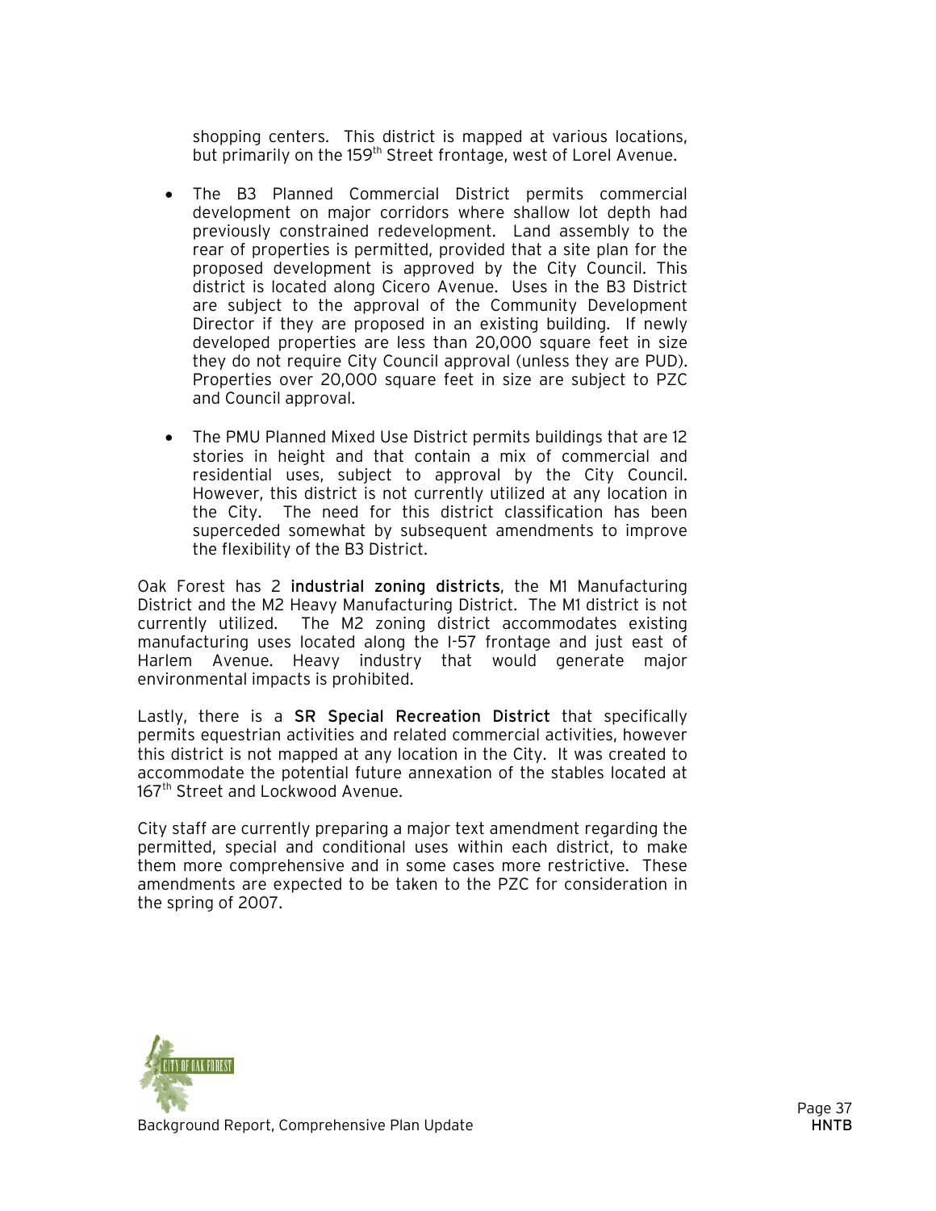shopping centers. This district is mapped at various locations, but primarily on the 159th Street frontage, west of Lorel Avenue.

- The B3 Planned Commercial District permits commercial development on major corridors where shallow lot depth had previously constrained redevelopment. Land assembly to the rear of properties is permitted, provided that a site plan for the proposed development is approved by the City Council. This district is located along Cicero Avenue. Uses in the B3 District are subject to the approval of the Community Development Director if they are proposed in an existing building. If newly developed properties are less than 20,000 square feet in size they do not require City Council approval (unless they are PUD). Properties over 20,000 square feet in size are subject to PZC and Council approval.

- The PMU Planned Mixed Use District permits buildings that are 12 stories in height and that contain a mix of commercial and residential uses, subject to approval by the City Council. However, this district is not currently utilized at any location in the City. The need for this district classification has been superceded somewhat by subsequent amendments to improve the flexibility of the B3 District.

Oak Forest has 2 **industrial zoning districts**, the M1 Manufacturing District and the M2 Heavy Manufacturing District. The M1 district is not currently utilized. The M2 zoning district accommodates existing manufacturing uses located along the I-57 frontage and just east of Harlem Avenue. Heavy industry that would generate major environmental impacts is prohibited.

Lastly, there is a **SR Special Recreation District** that specifically permits equestrian activities and related commercial activities, however this district is not mapped at any location in the City. It was created to accommodate the potential future annexation of the stables located at 167th Street and Lockwood Avenue.

City staff are currently preparing a major text amendment regarding the permitted, special and conditional uses within each district, to make them more comprehensive and in some cases more restrictive. These amendments are expected to be taken to the PZC for consideration in the spring of 2007.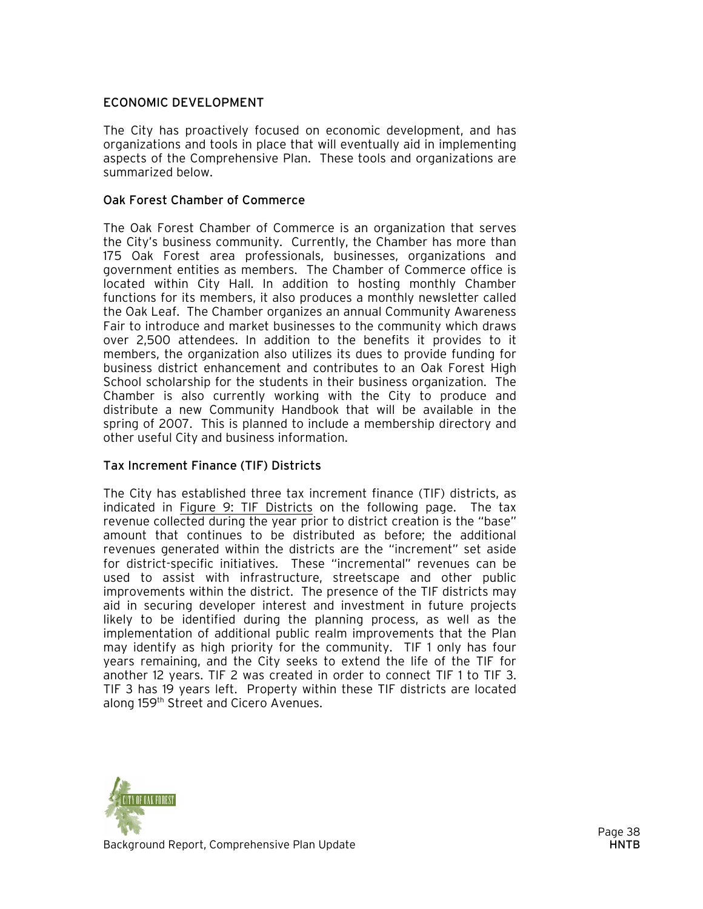## ECONOMIC DEVELOPMENT

The City has proactively focused on economic development, and has organizations and tools in place that will eventually aid in implementing aspects of the Comprehensive Plan. These tools and organizations are summarized below.

### Oak Forest Chamber of Commerce

The Oak Forest Chamber of Commerce is an organization that serves the City's business community. Currently, the Chamber has more than 175 Oak Forest area professionals, businesses, organizations and government entities as members. The Chamber of Commerce office is located within City Hall. In addition to hosting monthly Chamber functions for its members, it also produces a monthly newsletter called the Oak Leaf. The Chamber organizes an annual Community Awareness Fair to introduce and market businesses to the community which draws over 2,500 attendees. In addition to the benefits it provides to it members, the organization also utilizes its dues to provide funding for business district enhancement and contributes to an Oak Forest High School scholarship for the students in their business organization. The Chamber is also currently working with the City to produce and distribute a new Community Handbook that will be available in the spring of 2007. This is planned to include a membership directory and other useful City and business information.

### Tax Increment Finance (TIF) Districts

The City has established three tax increment finance (TIF) districts, as indicated in Figure 9: TIF Districts on the following page. The tax revenue collected during the year prior to district creation is the "base" amount that continues to be distributed as before; the additional revenues generated within the districts are the "increment" set aside for district-specific initiatives. These "incremental" revenues can be used to assist with infrastructure, streetscape and other public improvements within the district. The presence of the TIF districts may aid in securing developer interest and investment in future projects likely to be identified during the planning process, as well as the implementation of additional public realm improvements that the Plan may identify as high priority for the community. TIF 1 only has four years remaining, and the City seeks to extend the life of the TIF for another 12 years. TIF 2 was created in order to connect TIF 1 to TIF 3. TIF 3 has 19 years left. Property within these TIF districts are located along 159th Street and Cicero Avenues.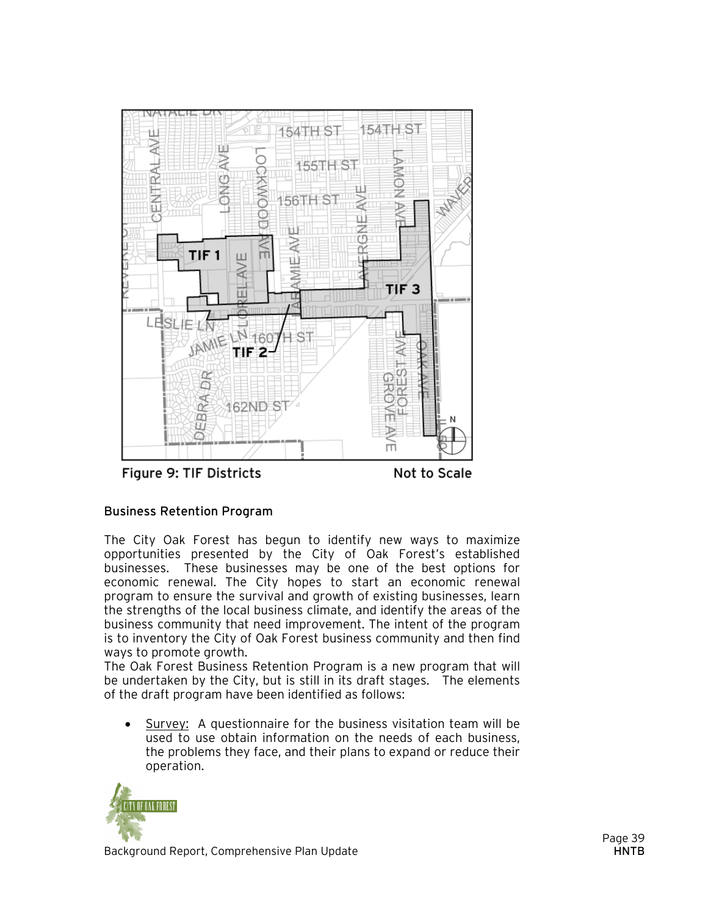Figure 9: TIF Districts Not to Scale

### Business Retention Program

The City Oak Forest has begun to identify new ways to maximize opportunities presented by the City of Oak Forest's established businesses. These businesses may be one of the best options for economic renewal. The City hopes to start an economic renewal program to ensure the survival and growth of existing businesses, learn the strengths of the local business climate, and identify the areas of the business community that need improvement. The intent of the program is to inventory the City of Oak Forest business community and then find ways to promote growth.

The Oak Forest Business Retention Program is a new program that will be undertaken by the City, but is still in its draft stages. The elements of the draft program have been identified as follows:

- Survey: A questionnaire for the business visitation team will be used to use obtain information on the needs of each business, the problems they face, and their plans to expand or reduce their operation.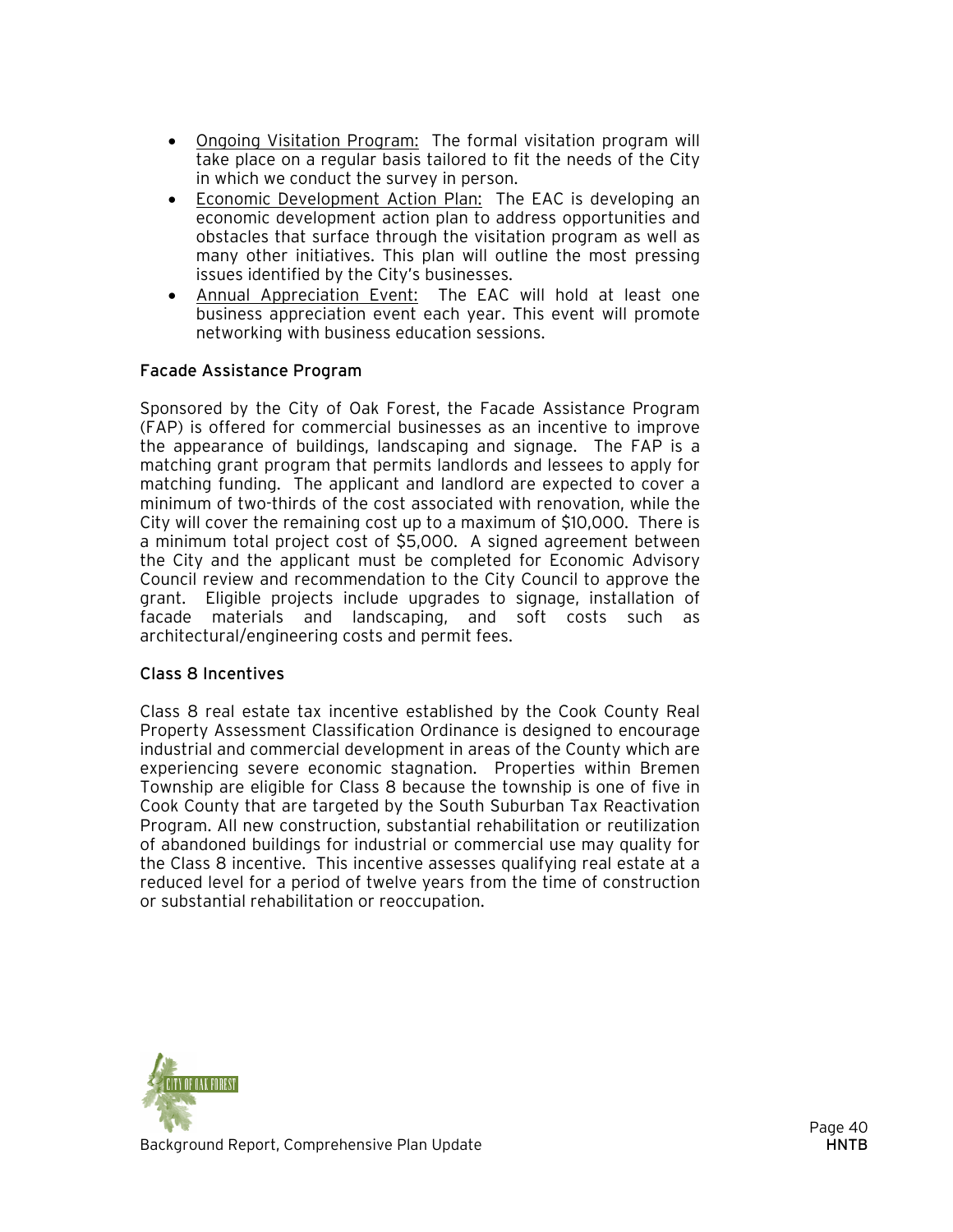- Ongoing Visitation Program: The formal visitation program will take place on a regular basis tailored to fit the needs of the City in which we conduct the survey in person.
- Economic Development Action Plan: The EAC is developing an economic development action plan to address opportunities and obstacles that surface through the visitation program as well as many other initiatives. This plan will outline the most pressing issues identified by the City's businesses.
- Annual Appreciation Event: The EAC will hold at least one business appreciation event each year. This event will promote networking with business education sessions.

### Facade Assistance Program

Sponsored by the City of Oak Forest, the Facade Assistance Program (FAP) is offered for commercial businesses as an incentive to improve the appearance of buildings, landscaping and signage. The FAP is a matching grant program that permits landlords and lessees to apply for matching funding. The applicant and landlord are expected to cover a minimum of two-thirds of the cost associated with renovation, while the City will cover the remaining cost up to a maximum of $10,000. There is a minimum total project cost of $5,000. A signed agreement between the City and the applicant must be completed for Economic Advisory Council review and recommendation to the City Council to approve the grant. Eligible projects include upgrades to signage, installation of facade materials and landscaping, and soft costs such as architectural/engineering costs and permit fees.

### Class 8 Incentives

Class 8 real estate tax incentive established by the Cook County Real Property Assessment Classification Ordinance is designed to encourage industrial and commercial development in areas of the County which are experiencing severe economic stagnation. Properties within Bremen Township are eligible for Class 8 because the township is one of five in Cook County that are targeted by the South Suburban Tax Reactivation Program. All new construction, substantial rehabilitation or reutilization of abandoned buildings for industrial or commercial use may quality for the Class 8 incentive. This incentive assesses qualifying real estate at a reduced level for a period of twelve years from the time of construction or substantial rehabilitation or reoccupation.